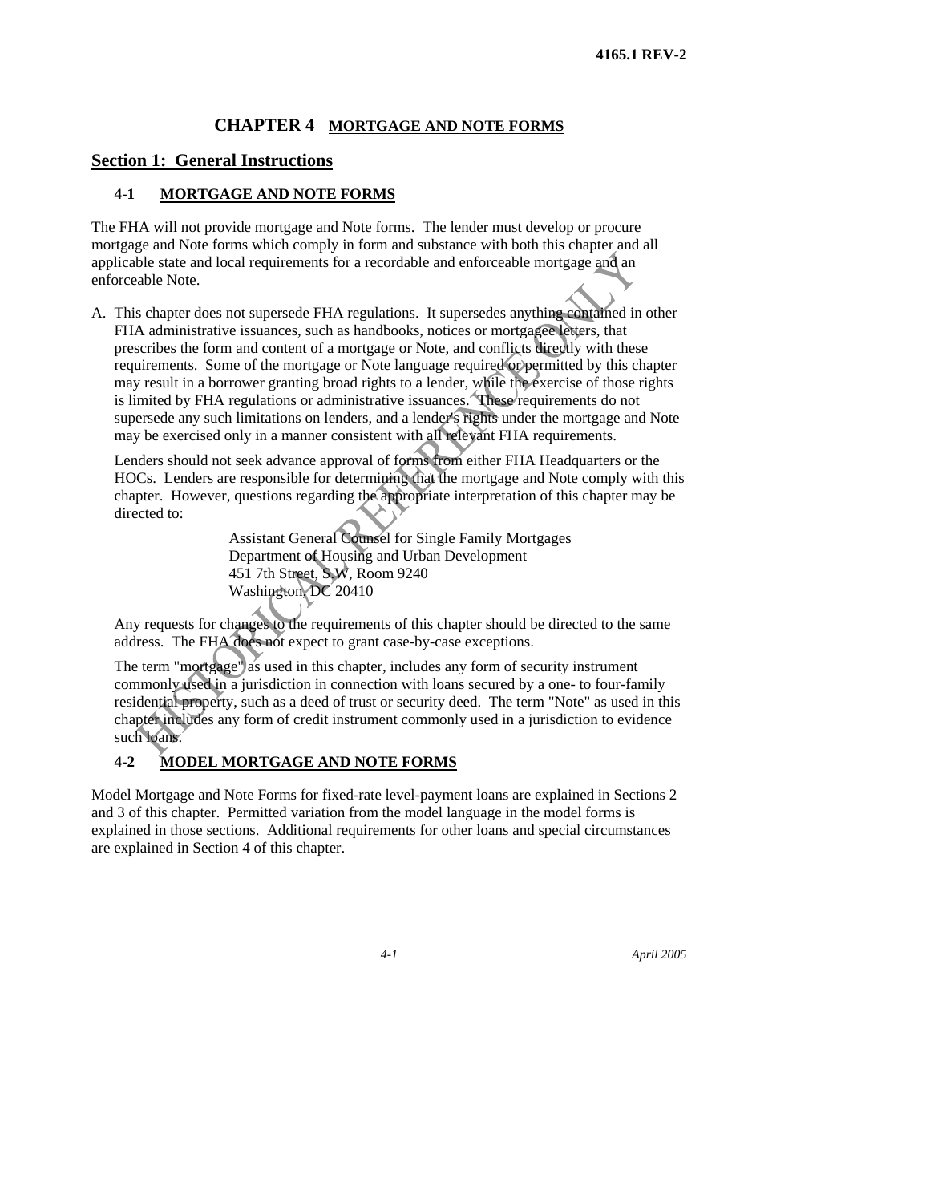# CHAPTER 4 MORTGAGE AND NOTE FORMS

## Section 1: General Instructions

### 4-1 MORTGAGE AND NOTE FORMS

The FHA will not provide mortgage and Note forms. The lender must develop or procure mortgage and Note forms which comply in form and substance with both this chapter and all applicable state and local requirements for a recordable and enforceable mortgage and an enforceable Note.

A. This chapter does not supersede FHA regulations. It supersedes anything contained in other FHA administrative issuances, such as handbooks, notices or mortgagee letters, that prescribes the form and content of a mortgage or Note, and conflicts directly with these requirements. Some of the mortgage or Note language required or permitted by this chapter may result in a borrower granting broad rights to a lender, while the exercise of those rights is limited by FHA regulations or administrative issuances. These requirements do not supersede any such limitations on lenders, and a lender's rights under the mortgage and Note may be exercised only in a manner consistent with all relevant FHA requirements.

   Lenders should not seek advance approval of forms from either FHA Headquarters or the HOCs. Lenders are responsible for determining that the mortgage and Note comply with this chapter. However, questions regarding the appropriate interpretation of this chapter may be directed to:

   Assistant General Counsel for Single Family Mortgages
   Department of Housing and Urban Development
   451 7th Street, S.W, Room 9240
   Washington, DC 20410

   Any requests for changes to the requirements of this chapter should be directed to the same address. The FHA does not expect to grant case-by-case exceptions.

   The term "mortgage" as used in this chapter, includes any form of security instrument commonly used in a jurisdiction in connection with loans secured by a one- to four-family residential property, such as a deed of trust or security deed. The term "Note" as used in this chapter includes any form of credit instrument commonly used in a jurisdiction to evidence such loans.

### 4-2 MODEL MORTGAGE AND NOTE FORMS

Model Mortgage and Note Forms for fixed-rate level-payment loans are explained in Sections 2 and 3 of this chapter. Permitted variation from the model language in the model forms is explained in those sections. Additional requirements for other loans and special circumstances are explained in Section 4 of this chapter.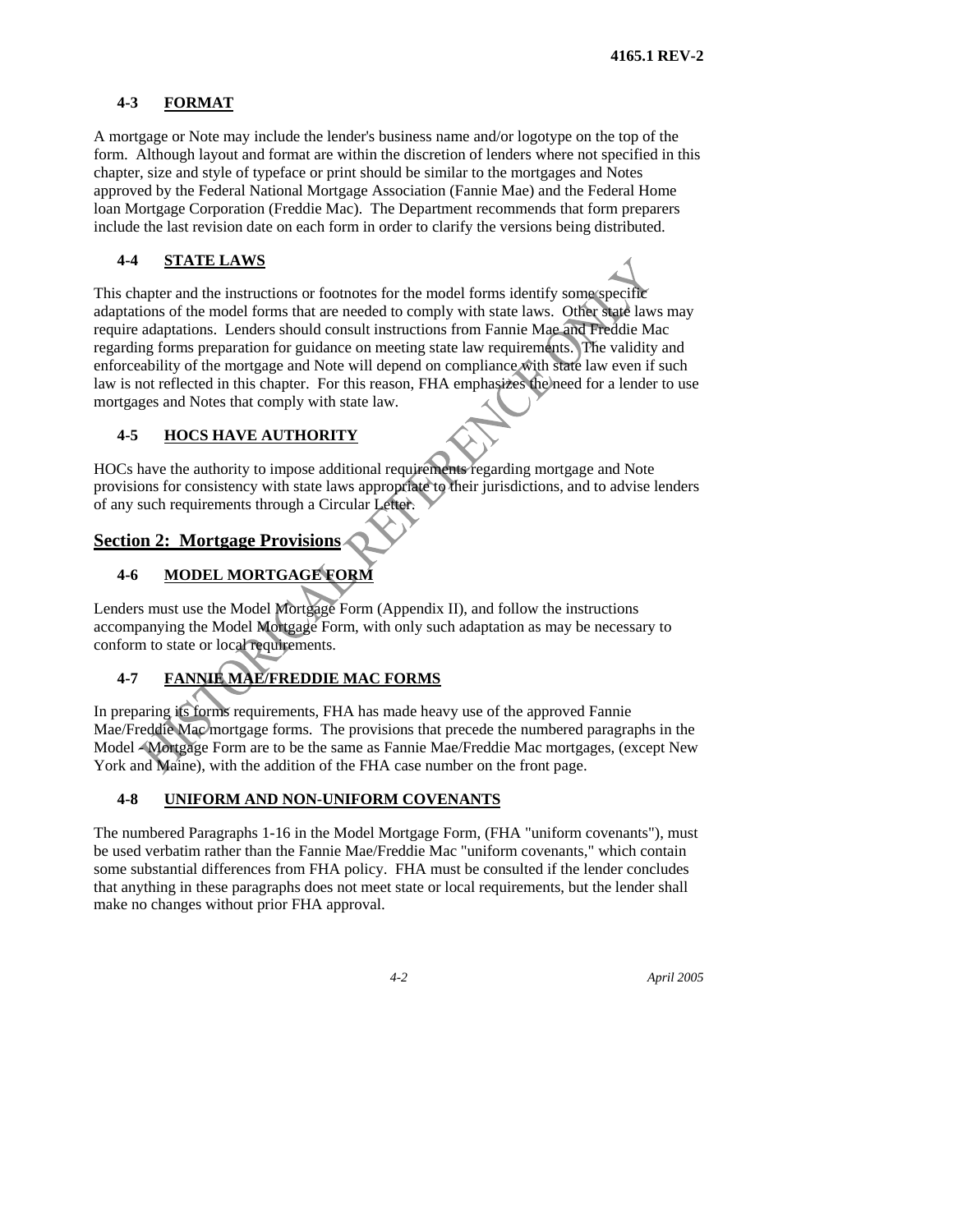## 4-3 FORMAT

A mortgage or Note may include the lender's business name and/or logotype on the top of the form. Although layout and format are within the discretion of lenders where not specified in this chapter, size and style of typeface or print should be similar to the mortgages and Notes approved by the Federal National Mortgage Association (Fannie Mae) and the Federal Home loan Mortgage Corporation (Freddie Mac). The Department recommends that form preparers include the last revision date on each form in order to clarify the versions being distributed.

## 4-4 STATE LAWS

This chapter and the instructions or footnotes for the model forms identify some specific adaptations of the model forms that are needed to comply with state laws. Other state laws may require adaptations. Lenders should consult instructions from Fannie Mae and Freddie Mac regarding forms preparation for guidance on meeting state law requirements. The validity and enforceability of the mortgage and Note will depend on compliance with state law even if such law is not reflected in this chapter. For this reason, FHA emphasizes the need for a lender to use mortgages and Notes that comply with state law.

## 4-5 HOCS HAVE AUTHORITY

HOCs have the authority to impose additional requirements regarding mortgage and Note provisions for consistency with state laws appropriate to their jurisdictions, and to advise lenders of any such requirements through a Circular Letter.

# Section 2: Mortgage Provisions

## 4-6 MODEL MORTGAGE FORM

Lenders must use the Model Mortgage Form (Appendix II), and follow the instructions accompanying the Model Mortgage Form, with only such adaptation as may be necessary to conform to state or local requirements.

## 4-7 FANNIE MAE/FREDDIE MAC FORMS

In preparing its forms requirements, FHA has made heavy use of the approved Fannie Mae/Freddie Mac mortgage forms. The provisions that precede the numbered paragraphs in the Model Mortgage Form are to be the same as Fannie Mae/Freddie Mac mortgages, (except New York and Maine), with the addition of the FHA case number on the front page.

## 4-8 UNIFORM AND NON-UNIFORM COVENANTS

The numbered Paragraphs 1-16 in the Model Mortgage Form, (FHA "uniform covenants"), must be used verbatim rather than the Fannie Mae/Freddie Mac "uniform covenants," which contain some substantial differences from FHA policy. FHA must be consulted if the lender concludes that anything in these paragraphs does not meet state or local requirements, but the lender shall make no changes without prior FHA approval.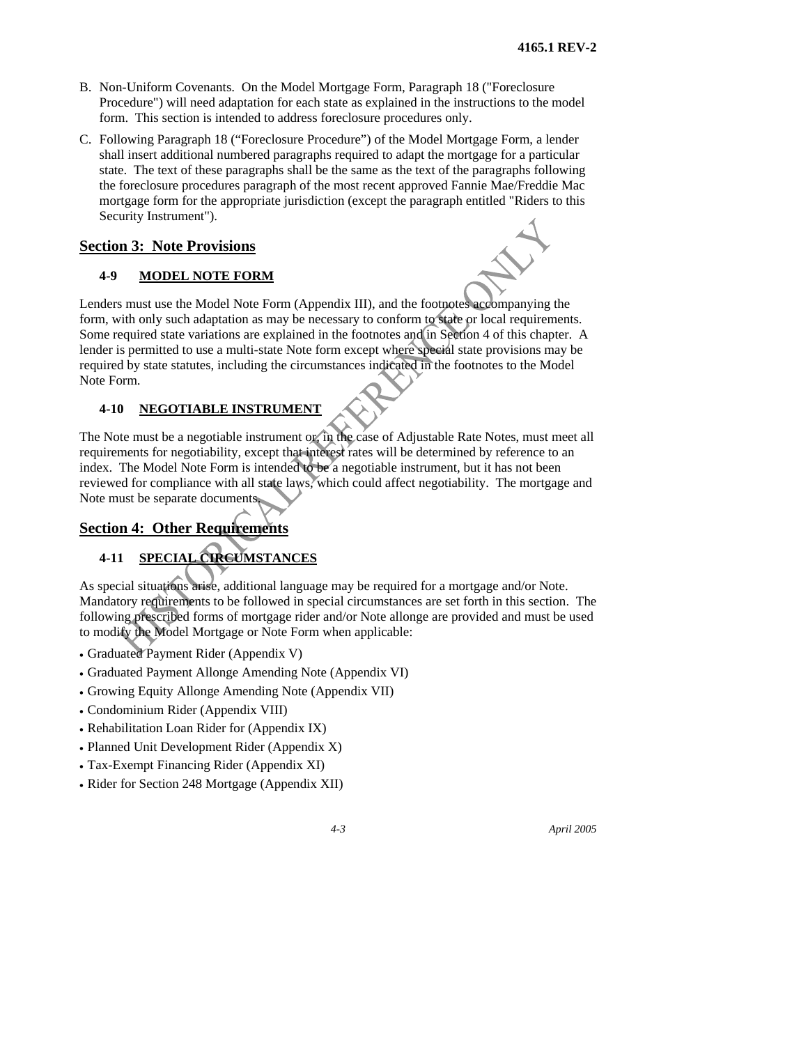B. Non-Uniform Covenants. On the Model Mortgage Form, Paragraph 18 ("Foreclosure Procedure") will need adaptation for each state as explained in the instructions to the model form. This section is intended to address foreclosure procedures only.

C. Following Paragraph 18 ("Foreclosure Procedure") of the Model Mortgage Form, a lender shall insert additional numbered paragraphs required to adapt the mortgage for a particular state. The text of these paragraphs shall be the same as the text of the paragraphs following the foreclosure procedures paragraph of the most recent approved Fannie Mae/Freddie Mac mortgage form for the appropriate jurisdiction (except the paragraph entitled "Riders to this Security Instrument").

## Section 3: Note Provisions

### 4-9 MODEL NOTE FORM

Lenders must use the Model Note Form (Appendix III), and the footnotes accompanying the form, with only such adaptation as may be necessary to conform to state or local requirements. Some required state variations are explained in the footnotes and in Section 4 of this chapter. A lender is permitted to use a multi-state Note form except where special state provisions may be required by state statutes, including the circumstances indicated in the footnotes to the Model Note Form.

### 4-10 NEGOTIABLE INSTRUMENT

The Note must be a negotiable instrument or, in the case of Adjustable Rate Notes, must meet all requirements for negotiability, except that interest rates will be determined by reference to an index. The Model Note Form is intended to be a negotiable instrument, but it has not been reviewed for compliance with all state laws, which could affect negotiability. The mortgage and Note must be separate documents.

## Section 4: Other Requirements

### 4-11 SPECIAL CIRCUMSTANCES

As special situations arise, additional language may be required for a mortgage and/or Note. Mandatory requirements to be followed in special circumstances are set forth in this section. The following prescribed forms of mortgage rider and/or Note allonge are provided and must be used to modify the Model Mortgage or Note Form when applicable:

- Graduated Payment Rider (Appendix V)
- Graduated Payment Allonge Amending Note (Appendix VI)
- Growing Equity Allonge Amending Note (Appendix VII)
- Condominium Rider (Appendix VIII)
- Rehabilitation Loan Rider for (Appendix IX)
- Planned Unit Development Rider (Appendix X)
- Tax-Exempt Financing Rider (Appendix XI)
- Rider for Section 248 Mortgage (Appendix XII)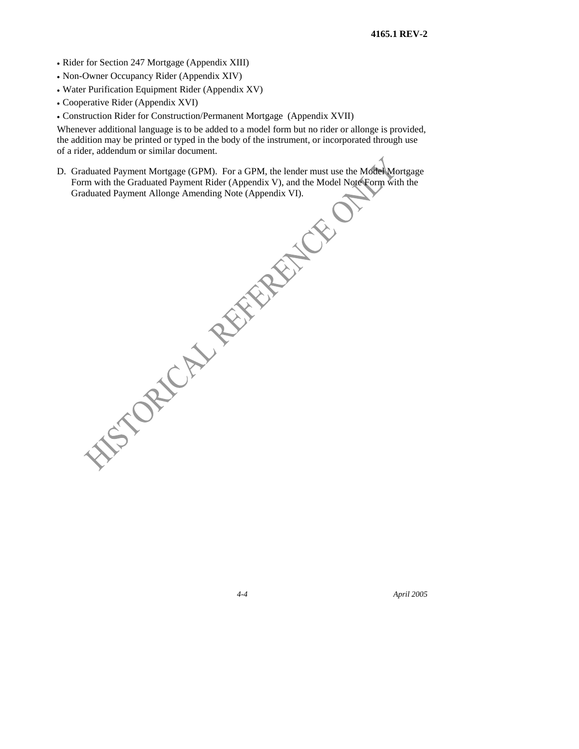- Rider for Section 247 Mortgage (Appendix XIII)
- Non-Owner Occupancy Rider (Appendix XIV)
- Water Purification Equipment Rider (Appendix XV)
- Cooperative Rider (Appendix XVI)
- Construction Rider for Construction/Permanent Mortgage (Appendix XVII)

Whenever additional language is to be added to a model form but no rider or allonge is provided, the addition may be printed or typed in the body of the instrument, or incorporated through use of a rider, addendum or similar document.

D. Graduated Payment Mortgage (GPM). For a GPM, the lender must use the Model Mortgage Form with the Graduated Payment Rider (Appendix V), and the Model Note Form with the Graduated Payment Allonge Amending Note (Appendix VI).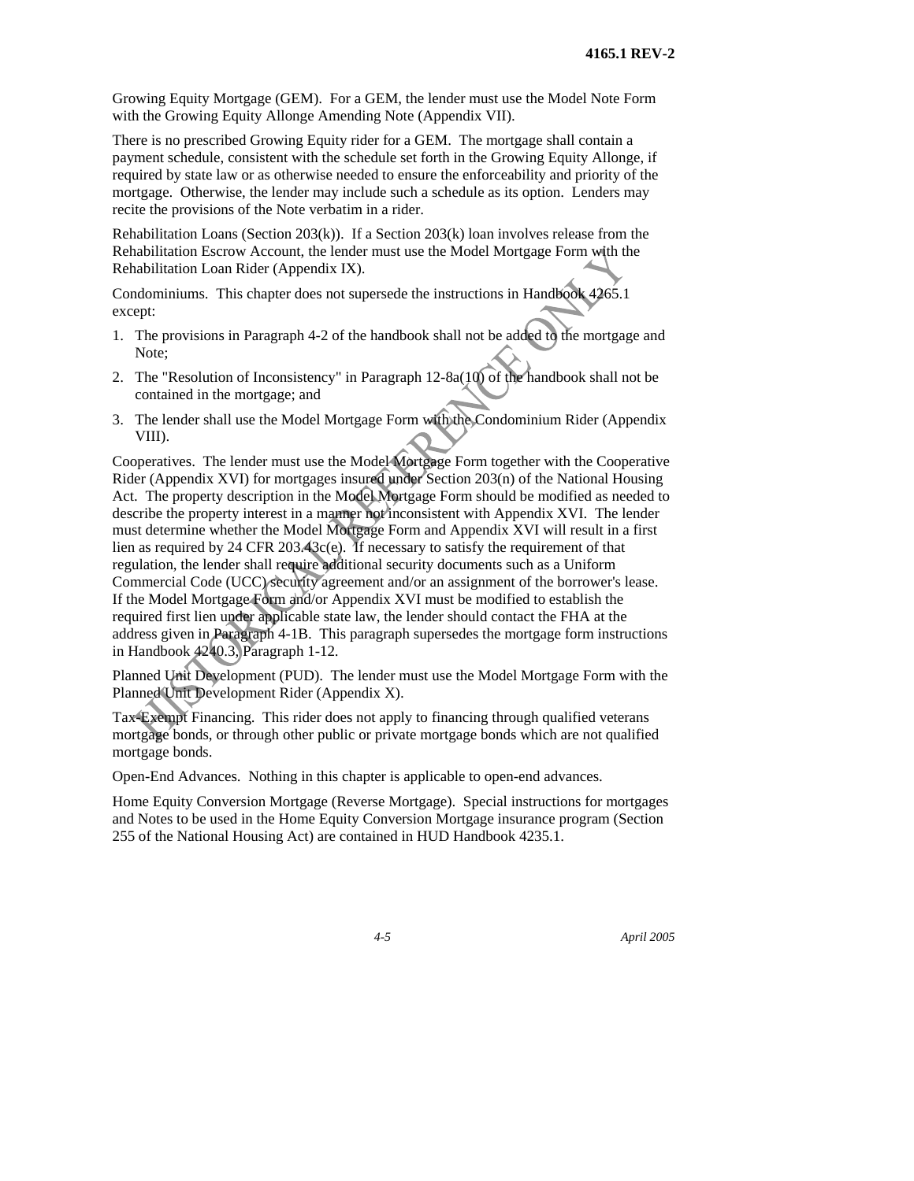Growing Equity Mortgage (GEM). For a GEM, the lender must use the Model Note Form with the Growing Equity Allonge Amending Note (Appendix VII).

There is no prescribed Growing Equity rider for a GEM. The mortgage shall contain a payment schedule, consistent with the schedule set forth in the Growing Equity Allonge, if required by state law or as otherwise needed to ensure the enforceability and priority of the mortgage. Otherwise, the lender may include such a schedule as its option. Lenders may recite the provisions of the Note verbatim in a rider.

Rehabilitation Loans (Section 203(k)). If a Section 203(k) loan involves release from the Rehabilitation Escrow Account, the lender must use the Model Mortgage Form with the Rehabilitation Loan Rider (Appendix IX).

Condominiums. This chapter does not supersede the instructions in Handbook 4265.1 except:

1. The provisions in Paragraph 4-2 of the handbook shall not be added to the mortgage and Note;
2. The "Resolution of Inconsistency" in Paragraph 12-8a(10) of the handbook shall not be contained in the mortgage; and
3. The lender shall use the Model Mortgage Form with the Condominium Rider (Appendix VIII).

Cooperatives. The lender must use the Model Mortgage Form together with the Cooperative Rider (Appendix XVI) for mortgages insured under Section 203(n) of the National Housing Act. The property description in the Model Mortgage Form should be modified as needed to describe the property interest in a manner not inconsistent with Appendix XVI. The lender must determine whether the Model Mortgage Form and Appendix XVI will result in a first lien as required by 24 CFR 203.43c(e). If necessary to satisfy the requirement of that regulation, the lender shall require additional security documents such as a Uniform Commercial Code (UCC) security agreement and/or an assignment of the borrower's lease. If the Model Mortgage Form and/or Appendix XVI must be modified to establish the required first lien under applicable state law, the lender should contact the FHA at the address given in Paragraph 4-1B. This paragraph supersedes the mortgage form instructions in Handbook 4240.3, Paragraph 1-12.

Planned Unit Development (PUD). The lender must use the Model Mortgage Form with the Planned Unit Development Rider (Appendix X).

Tax-Exempt Financing. This rider does not apply to financing through qualified veterans mortgage bonds, or through other public or private mortgage bonds which are not qualified mortgage bonds.

Open-End Advances. Nothing in this chapter is applicable to open-end advances.

Home Equity Conversion Mortgage (Reverse Mortgage). Special instructions for mortgages and Notes to be used in the Home Equity Conversion Mortgage insurance program (Section 255 of the National Housing Act) are contained in HUD Handbook 4235.1.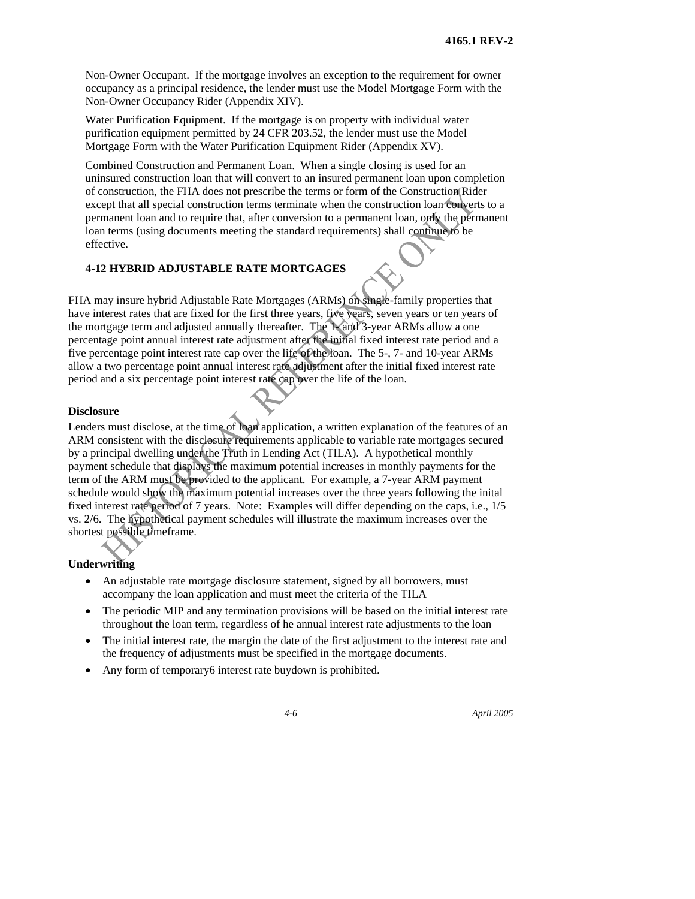Non-Owner Occupant. If the mortgage involves an exception to the requirement for owner occupancy as a principal residence, the lender must use the Model Mortgage Form with the Non-Owner Occupancy Rider (Appendix XIV).

Water Purification Equipment. If the mortgage is on property with individual water purification equipment permitted by 24 CFR 203.52, the lender must use the Model Mortgage Form with the Water Purification Equipment Rider (Appendix XV).

Combined Construction and Permanent Loan. When a single closing is used for an uninsured construction loan that will convert to an insured permanent loan upon completion of construction, the FHA does not prescribe the terms or form of the Construction Rider except that all special construction terms terminate when the construction loan converts to a permanent loan and to require that, after conversion to a permanent loan, only the permanent loan terms (using documents meeting the standard requirements) shall continue to be effective.

## 4-12 HYBRID ADJUSTABLE RATE MORTGAGES

FHA may insure hybrid Adjustable Rate Mortgages (ARMs) on single-family properties that have interest rates that are fixed for the first three years, five years, seven years or ten years of the mortgage term and adjusted annually thereafter. The 1- and 3-year ARMs allow a one percentage point annual interest rate adjustment after the initial fixed interest rate period and a five percentage point interest rate cap over the life of the loan. The 5-, 7- and 10-year ARMs allow a two percentage point annual interest rate adjustment after the initial fixed interest rate period and a six percentage point interest rate cap over the life of the loan.

### Disclosure

Lenders must disclose, at the time of loan application, a written explanation of the features of an ARM consistent with the disclosure requirements applicable to variable rate mortgages secured by a principal dwelling under the Truth in Lending Act (TILA). A hypothetical monthly payment schedule that displays the maximum potential increases in monthly payments for the term of the ARM must be provided to the applicant. For example, a 7-year ARM payment schedule would show the maximum potential increases over the three years following the initial fixed interest rate period of 7 years. Note: Examples will differ depending on the caps, i.e., 1/5 vs. 2/6. The hypothetical payment schedules will illustrate the maximum increases over the shortest possible timeframe.

### Underwriting

- An adjustable rate mortgage disclosure statement, signed by all borrowers, must accompany the loan application and must meet the criteria of the TILA
- The periodic MIP and any termination provisions will be based on the initial interest rate throughout the loan term, regardless of he annual interest rate adjustments to the loan
- The initial interest rate, the margin the date of the first adjustment to the interest rate and the frequency of adjustments must be specified in the mortgage documents.
- Any form of temporary6 interest rate buydown is prohibited.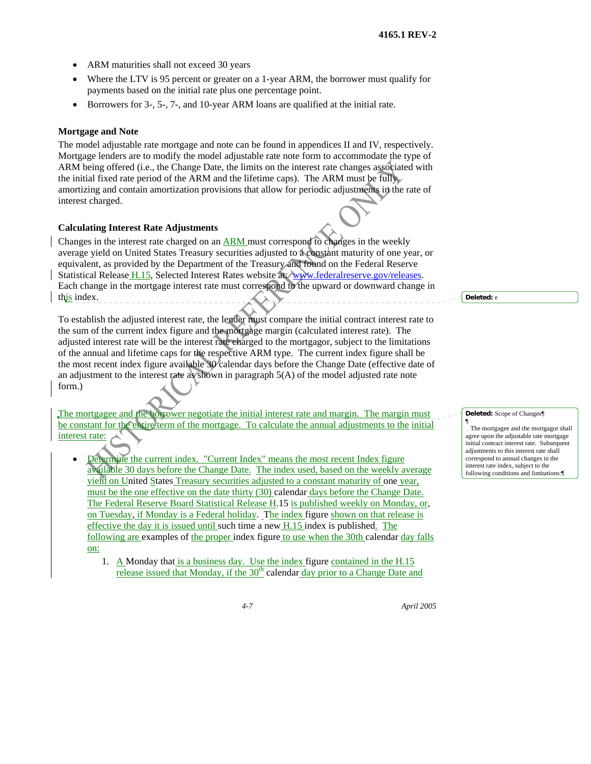- ARM maturities shall not exceed 30 years
- Where the LTV is 95 percent or greater on a 1-year ARM, the borrower must qualify for payments based on the initial rate plus one percentage point.
- Borrowers for 3-, 5-, 7-, and 10-year ARM loans are qualified at the initial rate.

**Mortgage and Note**

The model adjustable rate mortgage and note can be found in appendices II and IV, respectively. Mortgage lenders are to modify the model adjustable rate note form to accommodate the type of ARM being offered (i.e., the Change Date, the limits on the interest rate changes associated with the initial fixed rate period of the ARM and the lifetime caps). The ARM must be fully amortizing and contain amortization provisions that allow for periodic adjustments in the rate of interest charged.

**Calculating Interest Rate Adjustments**

Changes in the interest rate charged on an ARM must correspond to changes in the weekly average yield on United States Treasury securities adjusted to a constant maturity of one year, or equivalent, as provided by the Department of the Treasury and found on the Federal Reserve Statistical Release H.15, Selected Interest Rates website at: www.federalreserve.gov/releases. Each change in the mortgage interest rate must correspond to the upward or downward change in this index.

To establish the adjusted interest rate, the lender must compare the initial contract interest rate to the sum of the current index figure and the mortgage margin (calculated interest rate). The adjusted interest rate will be the interest rate charged to the mortgagor, subject to the limitations of the annual and lifetime caps for the respective ARM type. The current index figure shall be the most recent index figure available 30 calendar days before the Change Date (effective date of an adjustment to the interest rate as shown in paragraph 5(A) of the model adjusted rate note form.)

The mortgagee and the borrower negotiate the initial interest rate and margin. The margin must be constant for the entire term of the mortgage. To calculate the annual adjustments to the initial interest rate:

- Determine the current index. "Current Index" means the most recent Index figure available 30 days before the Change Date. The index used, based on the weekly average yield on United States Treasury securities adjusted to a constant maturity of one year, must be the one effective on the date thirty (30) calendar days before the Change Date. The Federal Reserve Board Statistical Release H.15 is published weekly on Monday, or, on Tuesday, if Monday is a Federal holiday. The index figure shown on that release is effective the day it is issued until such time a new H.15 index is published. The following are examples of the proper index figure to use when the 30th calendar day falls on:

  1. A Monday that is a business day. Use the index figure contained in the H.15 release issued that Monday, if the 30th calendar day prior to a Change Date and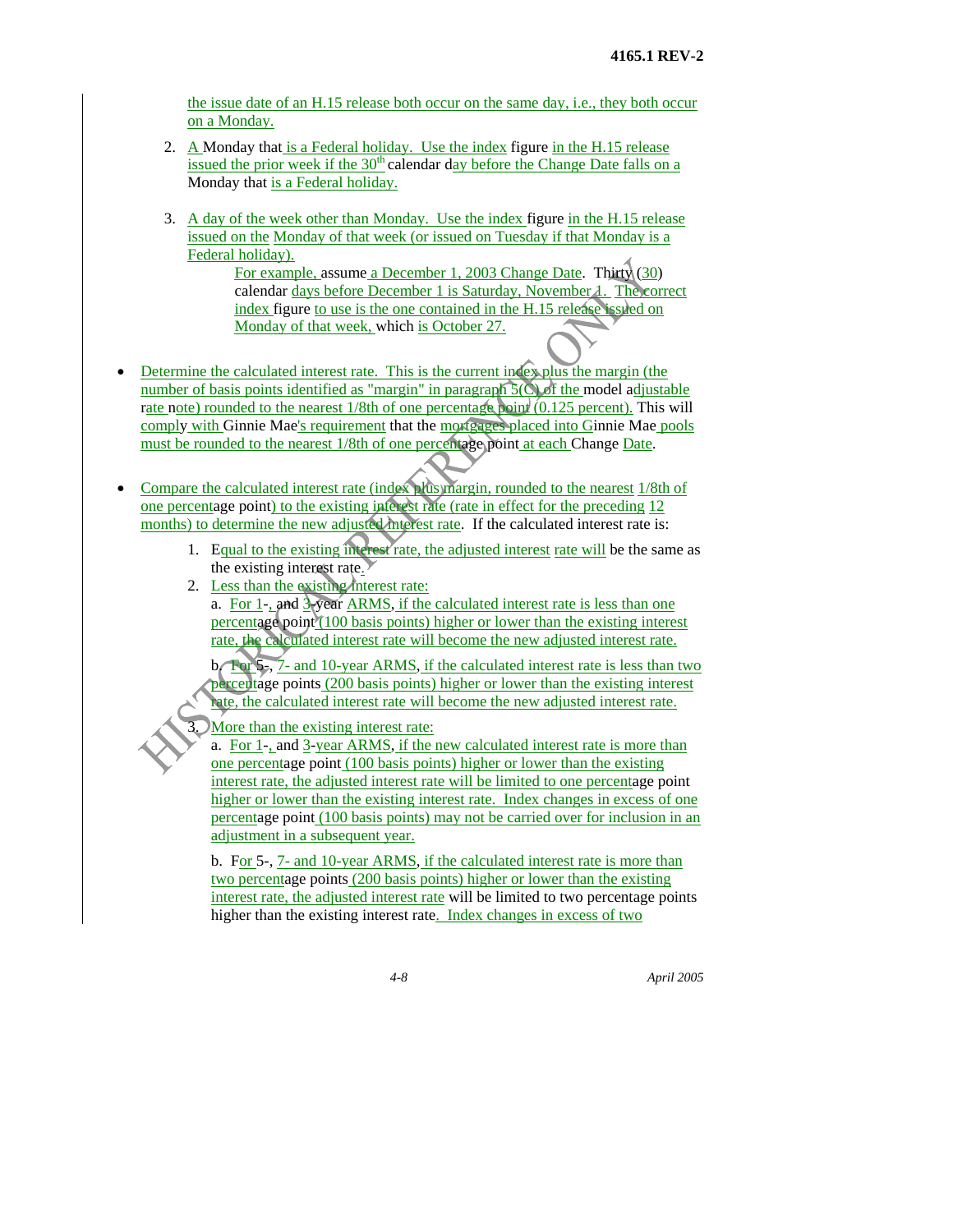the issue date of an H.15 release both occur on the same day, i.e., they both occur on a Monday.

2. A Monday that is a Federal holiday. Use the index figure in the H.15 release issued the prior week if the 30th calendar day before the Change Date falls on a Monday that is a Federal holiday.

3. A day of the week other than Monday. Use the index figure in the H.15 release issued on the Monday of that week (or issued on Tuesday if that Monday is a Federal holiday).

   For example, assume a December 1, 2003 Change Date. Thirty (30) calendar days before December 1 is Saturday, November 1. The correct index figure to use is the one contained in the H.15 release issued on Monday of that week, which is October 27.

- Determine the calculated interest rate. This is the current index plus the margin (the number of basis points identified as "margin" in paragraph 5(C) of the model adjustable rate note) rounded to the nearest 1/8th of one percentage point (0.125 percent). This will comply with Ginnie Mae's requirement that the mortgages placed into Ginnie Mae pools must be rounded to the nearest 1/8th of one percentage point at each Change Date.

- Compare the calculated interest rate (index plus margin, rounded to the nearest 1/8th of one percentage point) to the existing interest rate (rate in effect for the preceding 12 months) to determine the new adjusted interest rate. If the calculated interest rate is:

  1. Equal to the existing interest rate, the adjusted interest rate will be the same as the existing interest rate.
  2. Less than the existing interest rate:

     a. For 1-, and 3-year ARMS, if the calculated interest rate is less than one percentage point (100 basis points) higher or lower than the existing interest rate, the calculated interest rate will become the new adjusted interest rate.

     b. For 5-, 7- and 10-year ARMS, if the calculated interest rate is less than two percentage points (200 basis points) higher or lower than the existing interest rate, the calculated interest rate will become the new adjusted interest rate.

  3. More than the existing interest rate:

     a. For 1-, and 3-year ARMS, if the new calculated interest rate is more than one percentage point (100 basis points) higher or lower than the existing interest rate, the adjusted interest rate will be limited to one percentage point higher or lower than the existing interest rate. Index changes in excess of one percentage point (100 basis points) may not be carried over for inclusion in an adjustment in a subsequent year.

     b. For 5-, 7- and 10-year ARMS, if the calculated interest rate is more than two percentage points (200 basis points) higher or lower than the existing interest rate, the adjusted interest rate will be limited to two percentage points higher than the existing interest rate. Index changes in excess of two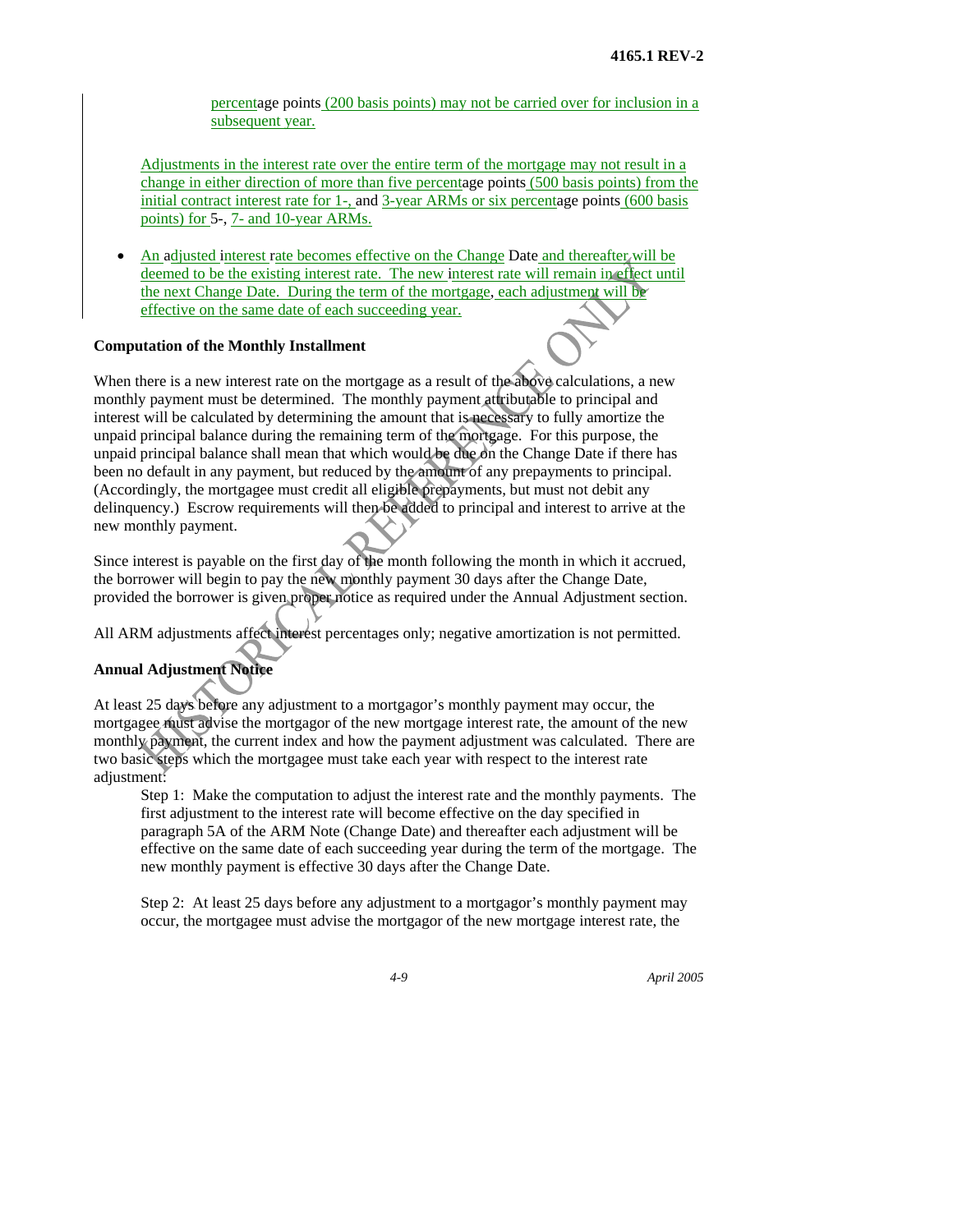percentage points (200 basis points) may not be carried over for inclusion in a subsequent year.

Adjustments in the interest rate over the entire term of the mortgage may not result in a change in either direction of more than five percentage points (500 basis points) from the initial contract interest rate for 1-, and 3-year ARMs or six percentage points (600 basis points) for 5-, 7- and 10-year ARMs.

- An adjusted interest rate becomes effective on the Change Date and thereafter will be deemed to be the existing interest rate. The new interest rate will remain in effect until the next Change Date. During the term of the mortgage, each adjustment will be effective on the same date of each succeeding year.

**Computation of the Monthly Installment**

When there is a new interest rate on the mortgage as a result of the above calculations, a new monthly payment must be determined. The monthly payment attributable to principal and interest will be calculated by determining the amount that is necessary to fully amortize the unpaid principal balance during the remaining term of the mortgage. For this purpose, the unpaid principal balance shall mean that which would be due on the Change Date if there has been no default in any payment, but reduced by the amount of any prepayments to principal. (Accordingly, the mortgagee must credit all eligible prepayments, but must not debit any delinquency.) Escrow requirements will then be added to principal and interest to arrive at the new monthly payment.

Since interest is payable on the first day of the month following the month in which it accrued, the borrower will begin to pay the new monthly payment 30 days after the Change Date, provided the borrower is given proper notice as required under the Annual Adjustment section.

All ARM adjustments affect interest percentages only; negative amortization is not permitted.

**Annual Adjustment Notice**

At least 25 days before any adjustment to a mortgagor's monthly payment may occur, the mortgagee must advise the mortgagor of the new mortgage interest rate, the amount of the new monthly payment, the current index and how the payment adjustment was calculated. There are two basic steps which the mortgagee must take each year with respect to the interest rate adjustment:

Step 1: Make the computation to adjust the interest rate and the monthly payments. The first adjustment to the interest rate will become effective on the day specified in paragraph 5A of the ARM Note (Change Date) and thereafter each adjustment will be effective on the same date of each succeeding year during the term of the mortgage. The new monthly payment is effective 30 days after the Change Date.

Step 2: At least 25 days before any adjustment to a mortgagor's monthly payment may occur, the mortgagee must advise the mortgagor of the new mortgage interest rate, the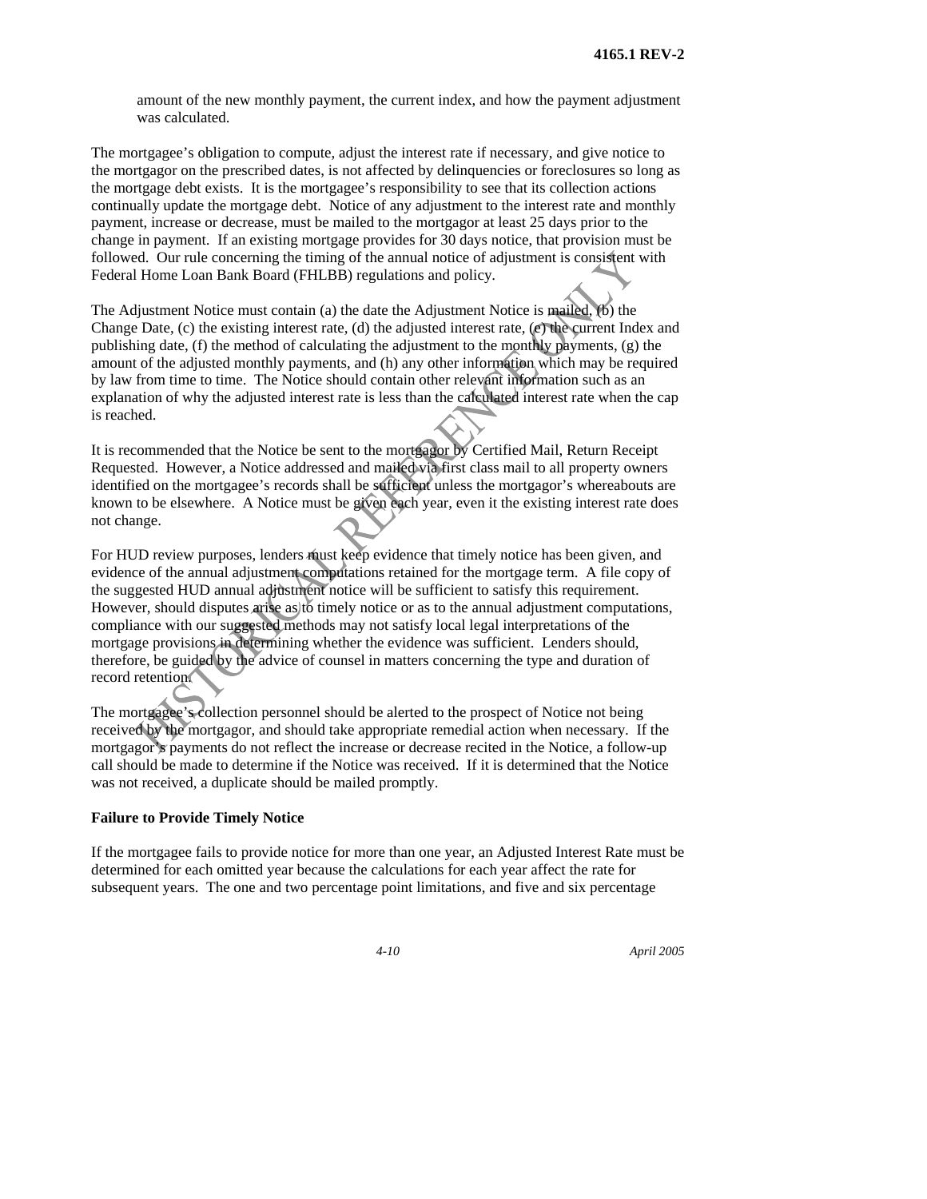amount of the new monthly payment, the current index, and how the payment adjustment was calculated.

The mortgagee's obligation to compute, adjust the interest rate if necessary, and give notice to the mortgagor on the prescribed dates, is not affected by delinquencies or foreclosures so long as the mortgage debt exists. It is the mortgagee's responsibility to see that its collection actions continually update the mortgage debt. Notice of any adjustment to the interest rate and monthly payment, increase or decrease, must be mailed to the mortgagor at least 25 days prior to the change in payment. If an existing mortgage provides for 30 days notice, that provision must be followed. Our rule concerning the timing of the annual notice of adjustment is consistent with Federal Home Loan Bank Board (FHLBB) regulations and policy.

The Adjustment Notice must contain (a) the date the Adjustment Notice is mailed, (b) the Change Date, (c) the existing interest rate, (d) the adjusted interest rate, (e) the current Index and publishing date, (f) the method of calculating the adjustment to the monthly payments, (g) the amount of the adjusted monthly payments, and (h) any other information which may be required by law from time to time. The Notice should contain other relevant information such as an explanation of why the adjusted interest rate is less than the calculated interest rate when the cap is reached.

It is recommended that the Notice be sent to the mortgagor by Certified Mail, Return Receipt Requested. However, a Notice addressed and mailed via first class mail to all property owners identified on the mortgagee's records shall be sufficient unless the mortgagor's whereabouts are known to be elsewhere. A Notice must be given each year, even it the existing interest rate does not change.

For HUD review purposes, lenders must keep evidence that timely notice has been given, and evidence of the annual adjustment computations retained for the mortgage term. A file copy of the suggested HUD annual adjustment notice will be sufficient to satisfy this requirement. However, should disputes arise as to timely notice or as to the annual adjustment computations, compliance with our suggested methods may not satisfy local legal interpretations of the mortgage provisions in determining whether the evidence was sufficient. Lenders should, therefore, be guided by the advice of counsel in matters concerning the type and duration of record retention.

The mortgagee's collection personnel should be alerted to the prospect of Notice not being received by the mortgagor, and should take appropriate remedial action when necessary. If the mortgagor's payments do not reflect the increase or decrease recited in the Notice, a follow-up call should be made to determine if the Notice was received. If it is determined that the Notice was not received, a duplicate should be mailed promptly.

**Failure to Provide Timely Notice**

If the mortgagee fails to provide notice for more than one year, an Adjusted Interest Rate must be determined for each omitted year because the calculations for each year affect the rate for subsequent years. The one and two percentage point limitations, and five and six percentage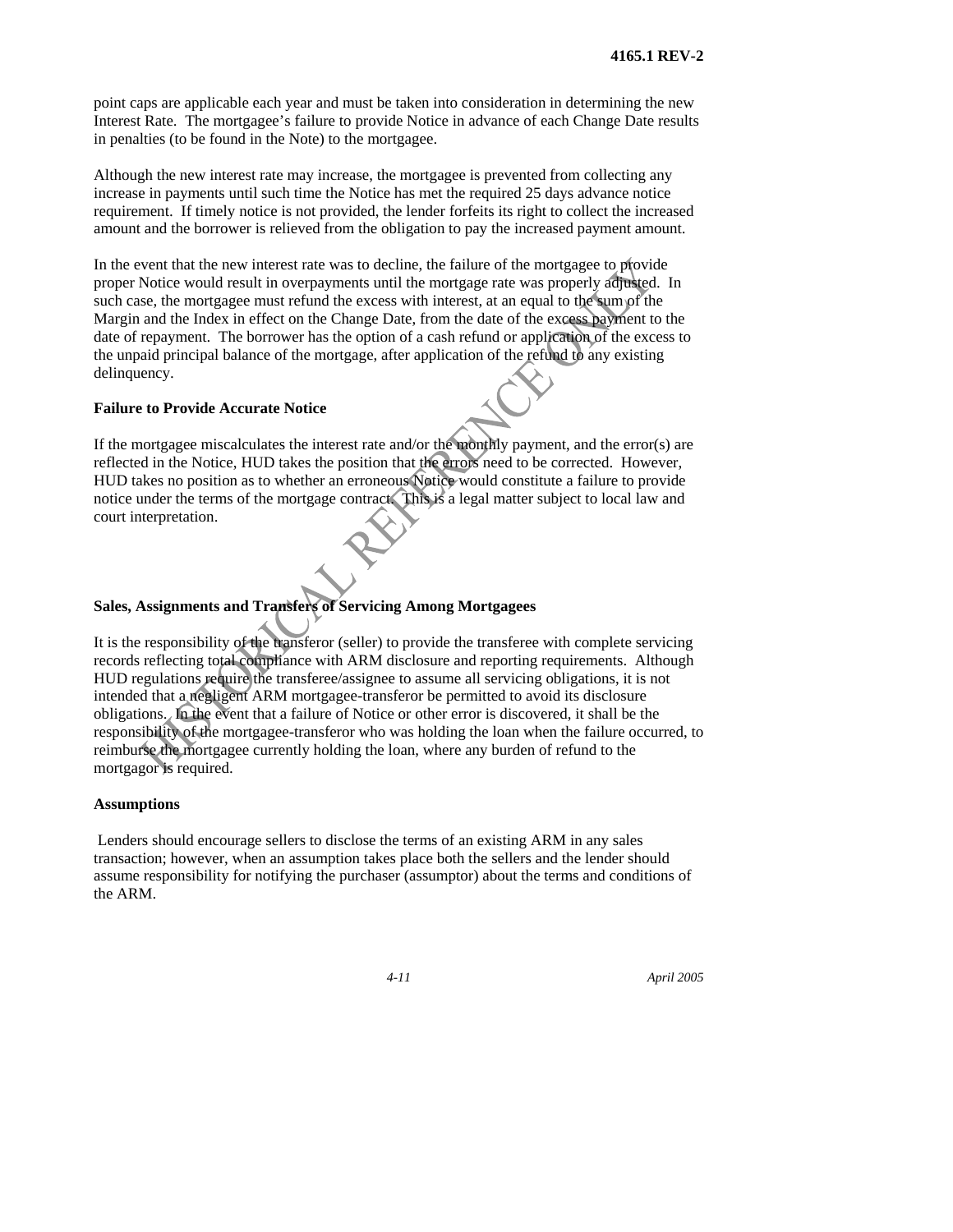point caps are applicable each year and must be taken into consideration in determining the new Interest Rate. The mortgagee's failure to provide Notice in advance of each Change Date results in penalties (to be found in the Note) to the mortgagee.

Although the new interest rate may increase, the mortgagee is prevented from collecting any increase in payments until such time the Notice has met the required 25 days advance notice requirement. If timely notice is not provided, the lender forfeits its right to collect the increased amount and the borrower is relieved from the obligation to pay the increased payment amount.

In the event that the new interest rate was to decline, the failure of the mortgagee to provide proper Notice would result in overpayments until the mortgage rate was properly adjusted. In such case, the mortgagee must refund the excess with interest, at an equal to the sum of the Margin and the Index in effect on the Change Date, from the date of the excess payment to the date of repayment. The borrower has the option of a cash refund or application of the excess to the unpaid principal balance of the mortgage, after application of the refund to any existing delinquency.

**Failure to Provide Accurate Notice**

If the mortgagee miscalculates the interest rate and/or the monthly payment, and the error(s) are reflected in the Notice, HUD takes the position that the errors need to be corrected. However, HUD takes no position as to whether an erroneous Notice would constitute a failure to provide notice under the terms of the mortgage contract. This is a legal matter subject to local law and court interpretation.

**Sales, Assignments and Transfers of Servicing Among Mortgagees**

It is the responsibility of the transferor (seller) to provide the transferee with complete servicing records reflecting total compliance with ARM disclosure and reporting requirements. Although HUD regulations require the transferee/assignee to assume all servicing obligations, it is not intended that a negligent ARM mortgagee-transferor be permitted to avoid its disclosure obligations. In the event that a failure of Notice or other error is discovered, it shall be the responsibility of the mortgagee-transferor who was holding the loan when the failure occurred, to reimburse the mortgagee currently holding the loan, where any burden of refund to the mortgagor is required.

**Assumptions**

Lenders should encourage sellers to disclose the terms of an existing ARM in any sales transaction; however, when an assumption takes place both the sellers and the lender should assume responsibility for notifying the purchaser (assumptor) about the terms and conditions of the ARM.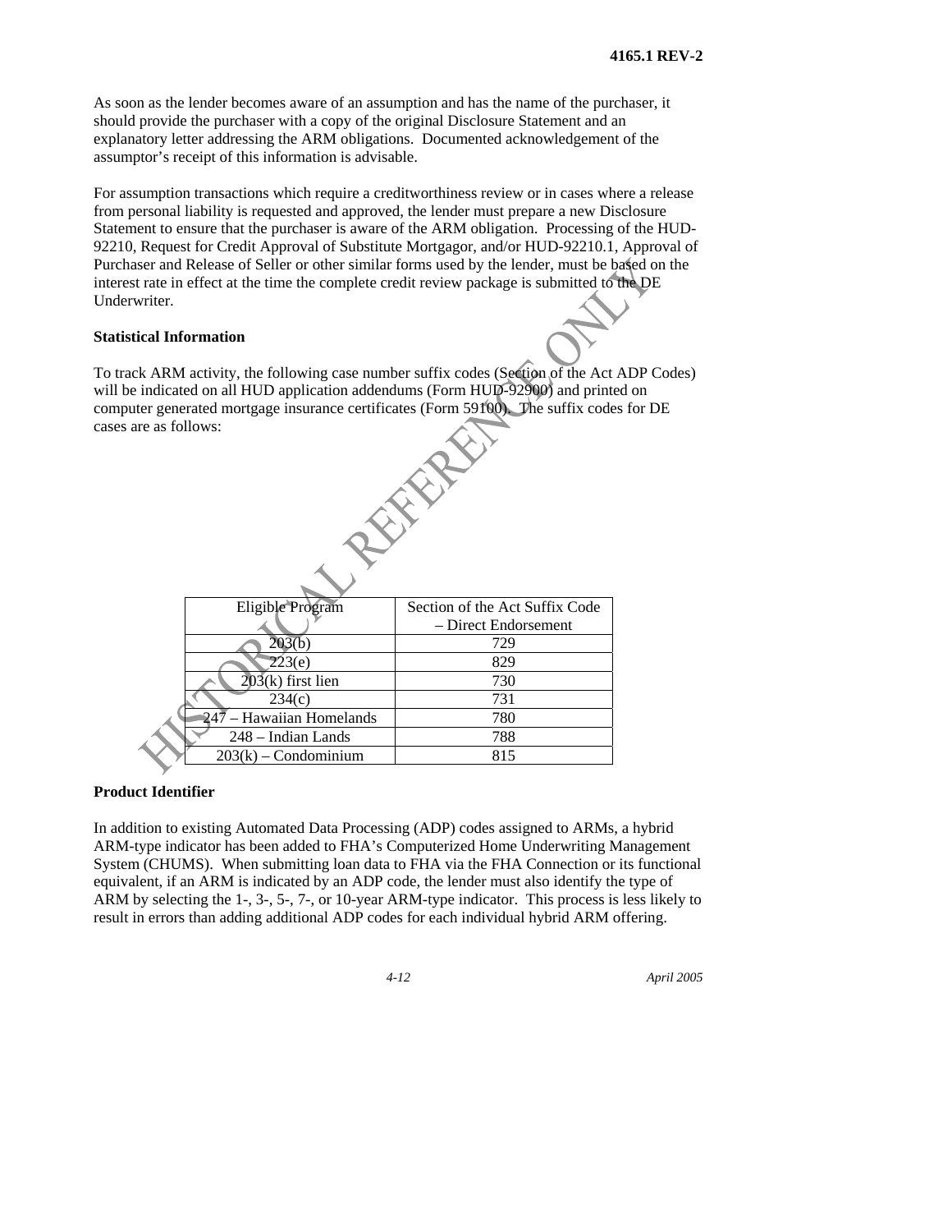As soon as the lender becomes aware of an assumption and has the name of the purchaser, it should provide the purchaser with a copy of the original Disclosure Statement and an explanatory letter addressing the ARM obligations. Documented acknowledgement of the assumptor's receipt of this information is advisable.

For assumption transactions which require a creditworthiness review or in cases where a release from personal liability is requested and approved, the lender must prepare a new Disclosure Statement to ensure that the purchaser is aware of the ARM obligation. Processing of the HUD-92210, Request for Credit Approval of Substitute Mortgagor, and/or HUD-92210.1, Approval of Purchaser and Release of Seller or other similar forms used by the lender, must be based on the interest rate in effect at the time the complete credit review package is submitted to the DE Underwriter.

**Statistical Information**

To track ARM activity, the following case number suffix codes (Section of the Act ADP Codes) will be indicated on all HUD application addendums (Form HUD-92900) and printed on computer generated mortgage insurance certificates (Form 59100). The suffix codes for DE cases are as follows:

| Eligible Program | Section of the Act Suffix Code – Direct Endorsement |
|---|---|
| 203(b) | 729 |
| 223(e) | 829 |
| 203(k) first lien | 730 |
| 234(c) | 731 |
| 247 – Hawaiian Homelands | 780 |
| 248 – Indian Lands | 788 |
| 203(k) – Condominium | 815 |

**Product Identifier**

In addition to existing Automated Data Processing (ADP) codes assigned to ARMs, a hybrid ARM-type indicator has been added to FHA's Computerized Home Underwriting Management System (CHUMS). When submitting loan data to FHA via the FHA Connection or its functional equivalent, if an ARM is indicated by an ADP code, the lender must also identify the type of ARM by selecting the 1-, 3-, 5-, 7-, or 10-year ARM-type indicator. This process is less likely to result in errors than adding additional ADP codes for each individual hybrid ARM offering.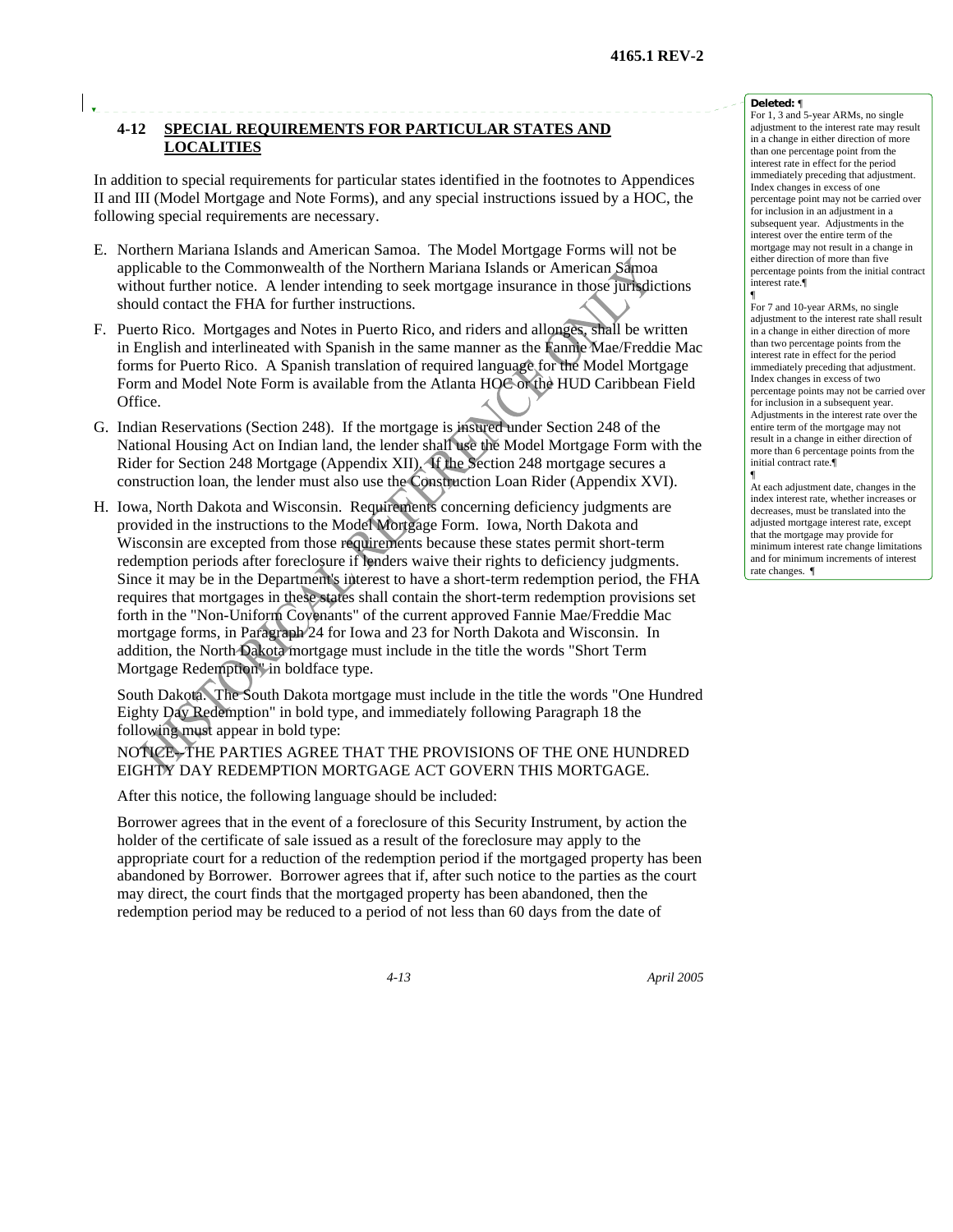## 4-12 SPECIAL REQUIREMENTS FOR PARTICULAR STATES AND LOCALITIES

In addition to special requirements for particular states identified in the footnotes to Appendices II and III (Model Mortgage and Note Forms), and any special instructions issued by a HOC, the following special requirements are necessary.

E. Northern Mariana Islands and American Samoa. The Model Mortgage Forms will not be applicable to the Commonwealth of the Northern Mariana Islands or American Samoa without further notice. A lender intending to seek mortgage insurance in those jurisdictions should contact the FHA for further instructions.

F. Puerto Rico. Mortgages and Notes in Puerto Rico, and riders and allonges, shall be written in English and interlineated with Spanish in the same manner as the Fannie Mae/Freddie Mac forms for Puerto Rico. A Spanish translation of required language for the Model Mortgage Form and Model Note Form is available from the Atlanta HOC or the HUD Caribbean Field Office.

G. Indian Reservations (Section 248). If the mortgage is insured under Section 248 of the National Housing Act on Indian land, the lender shall use the Model Mortgage Form with the Rider for Section 248 Mortgage (Appendix XII). If the Section 248 mortgage secures a construction loan, the lender must also use the Construction Loan Rider (Appendix XVI).

H. Iowa, North Dakota and Wisconsin. Requirements concerning deficiency judgments are provided in the instructions to the Model Mortgage Form. Iowa, North Dakota and Wisconsin are excepted from those requirements because these states permit short-term redemption periods after foreclosure if lenders waive their rights to deficiency judgments. Since it may be in the Department's interest to have a short-term redemption period, the FHA requires that mortgages in these states shall contain the short-term redemption provisions set forth in the "Non-Uniform Covenants" of the current approved Fannie Mae/Freddie Mac mortgage forms, in Paragraph 24 for Iowa and 23 for North Dakota and Wisconsin. In addition, the North Dakota mortgage must include in the title the words "Short Term Mortgage Redemption" in boldface type.

   South Dakota. The South Dakota mortgage must include in the title the words "One Hundred Eighty Day Redemption" in bold type, and immediately following Paragraph 18 the following must appear in bold type:

   NOTICE--THE PARTIES AGREE THAT THE PROVISIONS OF THE ONE HUNDRED EIGHTY DAY REDEMPTION MORTGAGE ACT GOVERN THIS MORTGAGE.

   After this notice, the following language should be included:

   Borrower agrees that in the event of a foreclosure of this Security Instrument, by action the holder of the certificate of sale issued as a result of the foreclosure may apply to the appropriate court for a reduction of the redemption period if the mortgaged property has been abandoned by Borrower. Borrower agrees that if, after such notice to the parties as the court may direct, the court finds that the mortgaged property has been abandoned, then the redemption period may be reduced to a period of not less than 60 days from the date of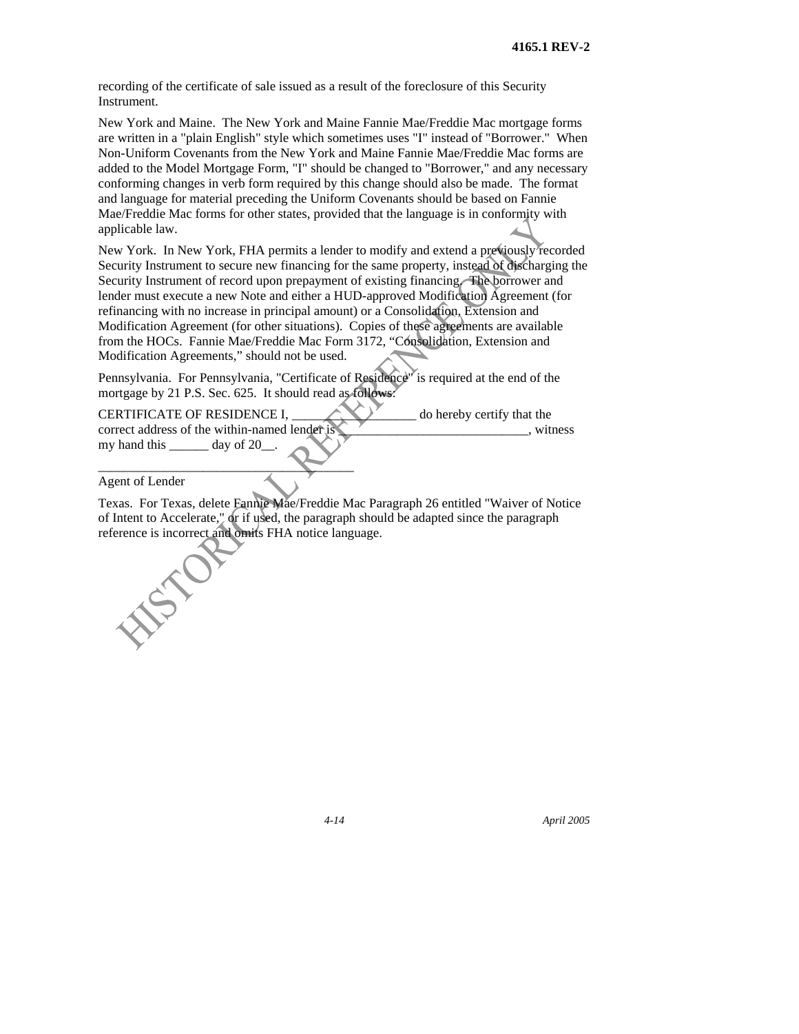recording of the certificate of sale issued as a result of the foreclosure of this Security Instrument.

New York and Maine. The New York and Maine Fannie Mae/Freddie Mac mortgage forms are written in a "plain English" style which sometimes uses "I" instead of "Borrower." When Non-Uniform Covenants from the New York and Maine Fannie Mae/Freddie Mac forms are added to the Model Mortgage Form, "I" should be changed to "Borrower," and any necessary conforming changes in verb form required by this change should also be made. The format and language for material preceding the Uniform Covenants should be based on Fannie Mae/Freddie Mac forms for other states, provided that the language is in conformity with applicable law.

New York. In New York, FHA permits a lender to modify and extend a previously recorded Security Instrument to secure new financing for the same property, instead of discharging the Security Instrument of record upon prepayment of existing financing. The borrower and lender must execute a new Note and either a HUD-approved Modification Agreement (for refinancing with no increase in principal amount) or a Consolidation, Extension and Modification Agreement (for other situations). Copies of these agreements are available from the HOCs. Fannie Mae/Freddie Mac Form 3172, "Consolidation, Extension and Modification Agreements," should not be used.

Pennsylvania. For Pennsylvania, "Certificate of Residence" is required at the end of the mortgage by 21 P.S. Sec. 625. It should read as follows:

CERTIFICATE OF RESIDENCE I, __________________ do hereby certify that the correct address of the within-named lender is _____________________________, witness my hand this ______ day of 20__.

_____________________________________
Agent of Lender

Texas. For Texas, delete Fannie Mae/Freddie Mac Paragraph 26 entitled "Waiver of Notice of Intent to Accelerate," or if used, the paragraph should be adapted since the paragraph reference is incorrect and omits FHA notice language.